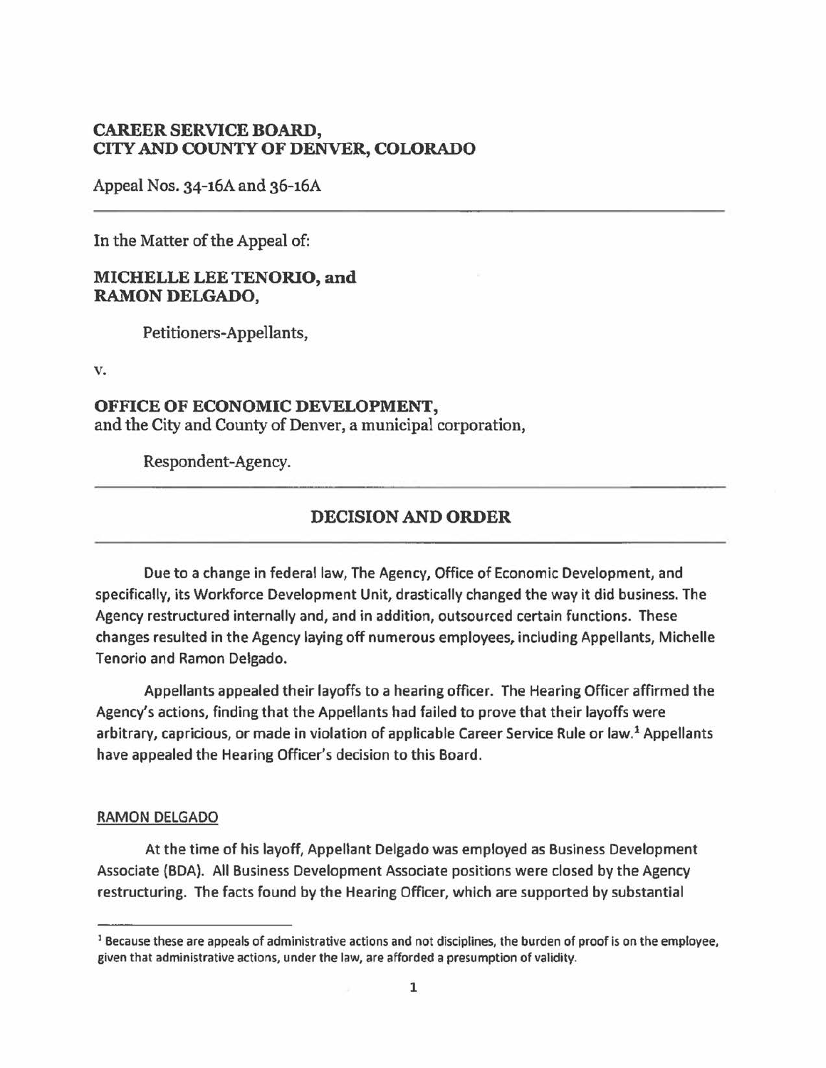**CAREER SERVICE BOARD,**
**CITY AND COUNTY OF DENVER, COLORADO**

Appeal Nos. 34-16A and 36-16A

---

In the Matter of the Appeal of:

**MICHELLE LEE TENORIO, and**
**RAMON DELGADO,**

Petitioners-Appellants,

v.

**OFFICE OF ECONOMIC DEVELOPMENT,**
and the City and County of Denver, a municipal corporation,

Respondent-Agency.

---

## DECISION AND ORDER

---

Due to a change in federal law, The Agency, Office of Economic Development, and specifically, its Workforce Development Unit, drastically changed the way it did business. The Agency restructured internally and, and in addition, outsourced certain functions. These changes resulted in the Agency laying off numerous employees, including Appellants, Michelle Tenorio and Ramon Delgado.

Appellants appealed their layoffs to a hearing officer. The Hearing Officer affirmed the Agency's actions, finding that the Appellants had failed to prove that their layoffs were arbitrary, capricious, or made in violation of applicable Career Service Rule or law.[1] Appellants have appealed the Hearing Officer's decision to this Board.

RAMON DELGADO

At the time of his layoff, Appellant Delgado was employed as Business Development Associate (BDA). All Business Development Associate positions were closed by the Agency restructuring. The facts found by the Hearing Officer, which are supported by substantial

---

[1] Because these are appeals of administrative actions and not disciplines, the burden of proof is on the employee, given that administrative actions, under the law, are afforded a presumption of validity.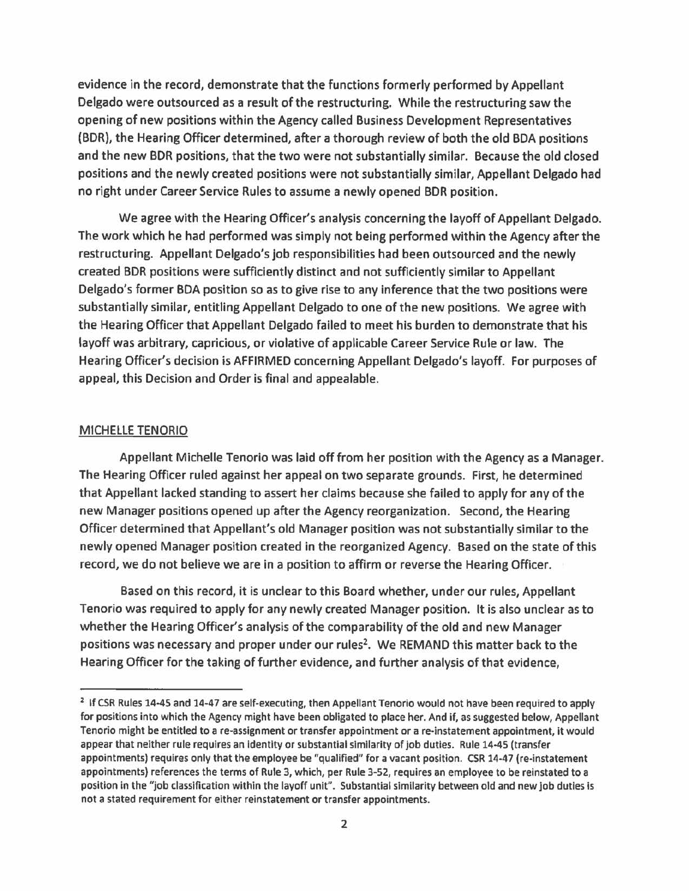evidence in the record, demonstrate that the functions formerly performed by Appellant Delgado were outsourced as a result of the restructuring. While the restructuring saw the opening of new positions within the Agency called Business Development Representatives (BDR), the Hearing Officer determined, after a thorough review of both the old BDA positions and the new BDR positions, that the two were not substantially similar. Because the old closed positions and the newly created positions were not substantially similar, Appellant Delgado had no right under Career Service Rules to assume a newly opened BDR position.

We agree with the Hearing Officer's analysis concerning the layoff of Appellant Delgado. The work which he had performed was simply not being performed within the Agency after the restructuring. Appellant Delgado's job responsibilities had been outsourced and the newly created BDR positions were sufficiently distinct and not sufficiently similar to Appellant Delgado's former BDA position so as to give rise to any inference that the two positions were substantially similar, entitling Appellant Delgado to one of the new positions. We agree with the Hearing Officer that Appellant Delgado failed to meet his burden to demonstrate that his layoff was arbitrary, capricious, or violative of applicable Career Service Rule or law. The Hearing Officer's decision is AFFIRMED concerning Appellant Delgado's layoff. For purposes of appeal, this Decision and Order is final and appealable.

## MICHELLE TENORIO

Appellant Michelle Tenorio was laid off from her position with the Agency as a Manager. The Hearing Officer ruled against her appeal on two separate grounds. First, he determined that Appellant lacked standing to assert her claims because she failed to apply for any of the new Manager positions opened up after the Agency reorganization. Second, the Hearing Officer determined that Appellant's old Manager position was not substantially similar to the newly opened Manager position created in the reorganized Agency. Based on the state of this record, we do not believe we are in a position to affirm or reverse the Hearing Officer.

Based on this record, it is unclear to this Board whether, under our rules, Appellant Tenorio was required to apply for any newly created Manager position. It is also unclear as to whether the Hearing Officer's analysis of the comparability of the old and new Manager positions was necessary and proper under our rules[2]. We REMAND this matter back to the Hearing Officer for the taking of further evidence, and further analysis of that evidence,

---

[2] If CSR Rules 14-45 and 14-47 are self-executing, then Appellant Tenorio would not have been required to apply for positions into which the Agency might have been obligated to place her. And if, as suggested below, Appellant Tenorio might be entitled to a re-assignment or transfer appointment or a re-instatement appointment, it would appear that neither rule requires an identity or substantial similarity of job duties. Rule 14-45 (transfer appointments) requires only that the employee be "qualified" for a vacant position. CSR 14-47 (re-instatement appointments) references the terms of Rule 3, which, per Rule 3-52, requires an employee to be reinstated to a position in the "job classification within the layoff unit". Substantial similarity between old and new job duties is not a stated requirement for either reinstatement or transfer appointments.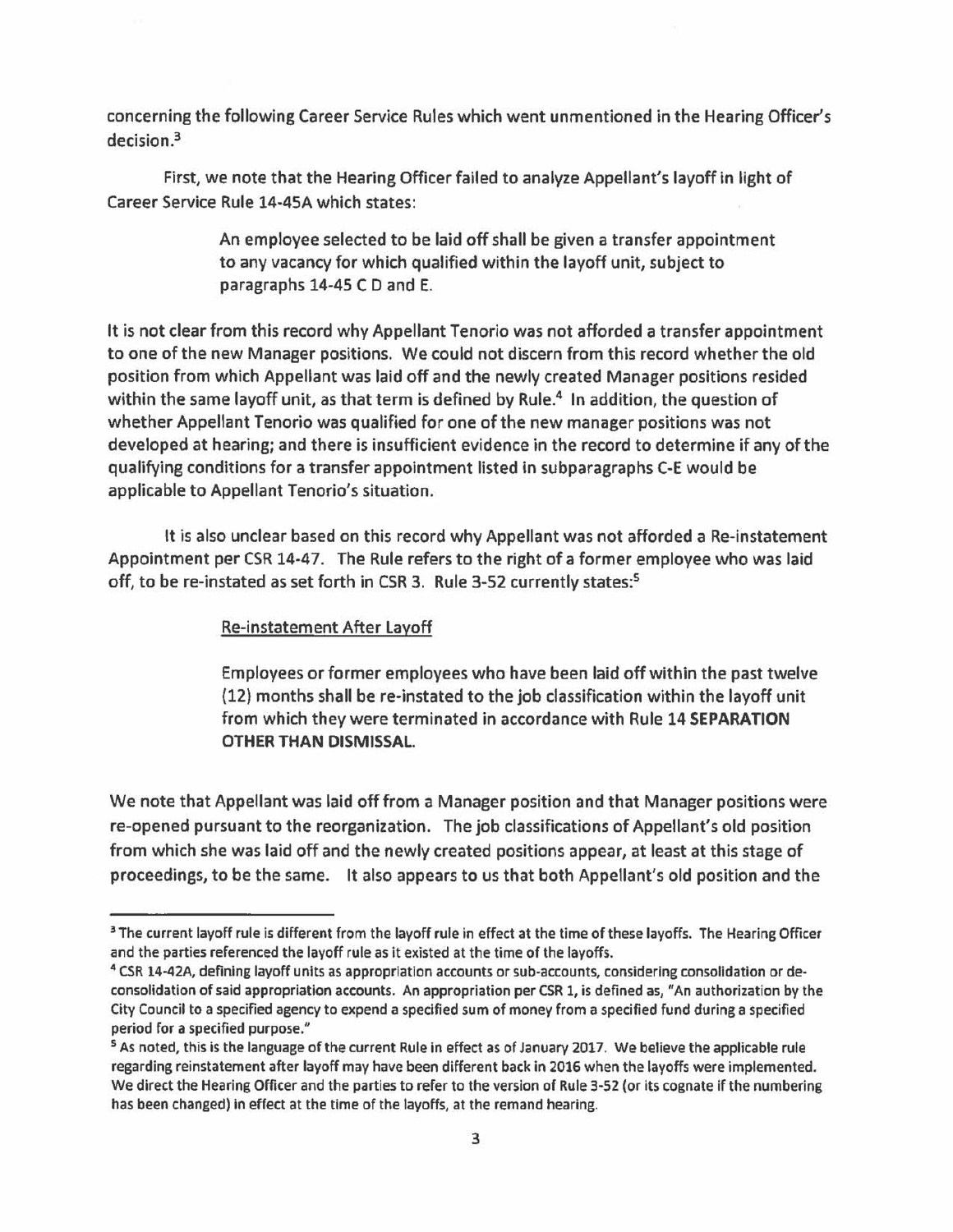concerning the following Career Service Rules which went unmentioned in the Hearing Officer's decision.[3]

First, we note that the Hearing Officer failed to analyze Appellant's layoff in light of Career Service Rule 14-45A which states:

> An employee selected to be laid off shall be given a transfer appointment to any vacancy for which qualified within the layoff unit, subject to paragraphs 14-45 C D and E.

It is not clear from this record why Appellant Tenorio was not afforded a transfer appointment to one of the new Manager positions. We could not discern from this record whether the old position from which Appellant was laid off and the newly created Manager positions resided within the same layoff unit, as that term is defined by Rule.[4] In addition, the question of whether Appellant Tenorio was qualified for one of the new manager positions was not developed at hearing; and there is insufficient evidence in the record to determine if any of the qualifying conditions for a transfer appointment listed in subparagraphs C-E would be applicable to Appellant Tenorio's situation.

It is also unclear based on this record why Appellant was not afforded a Re-instatement Appointment per CSR 14-47. The Rule refers to the right of a former employee who was laid off, to be re-instated as set forth in CSR 3. Rule 3-52 currently states:[5]

> <u>Re-instatement After Layoff</u>
>
> Employees or former employees who have been laid off within the past twelve (12) months shall be re-instated to the job classification within the layoff unit from which they were terminated in accordance with Rule 14 **SEPARATION OTHER THAN DISMISSAL.**

We note that Appellant was laid off from a Manager position and that Manager positions were re-opened pursuant to the reorganization. The job classifications of Appellant's old position from which she was laid off and the newly created positions appear, at least at this stage of proceedings, to be the same. It also appears to us that both Appellant's old position and the

---

[3] The current layoff rule is different from the layoff rule in effect at the time of these layoffs. The Hearing Officer and the parties referenced the layoff rule as it existed at the time of the layoffs.

[4] CSR 14-42A, defining layoff units as appropriation accounts or sub-accounts, considering consolidation or de-consolidation of said appropriation accounts. An appropriation per CSR 1, is defined as, "An authorization by the City Council to a specified agency to expend a specified sum of money from a specified fund during a specified period for a specified purpose."

[5] As noted, this is the language of the current Rule in effect as of January 2017. We believe the applicable rule regarding reinstatement after layoff may have been different back in 2016 when the layoffs were implemented. We direct the Hearing Officer and the parties to refer to the version of Rule 3-52 (or its cognate if the numbering has been changed) in effect at the time of the layoffs, at the remand hearing.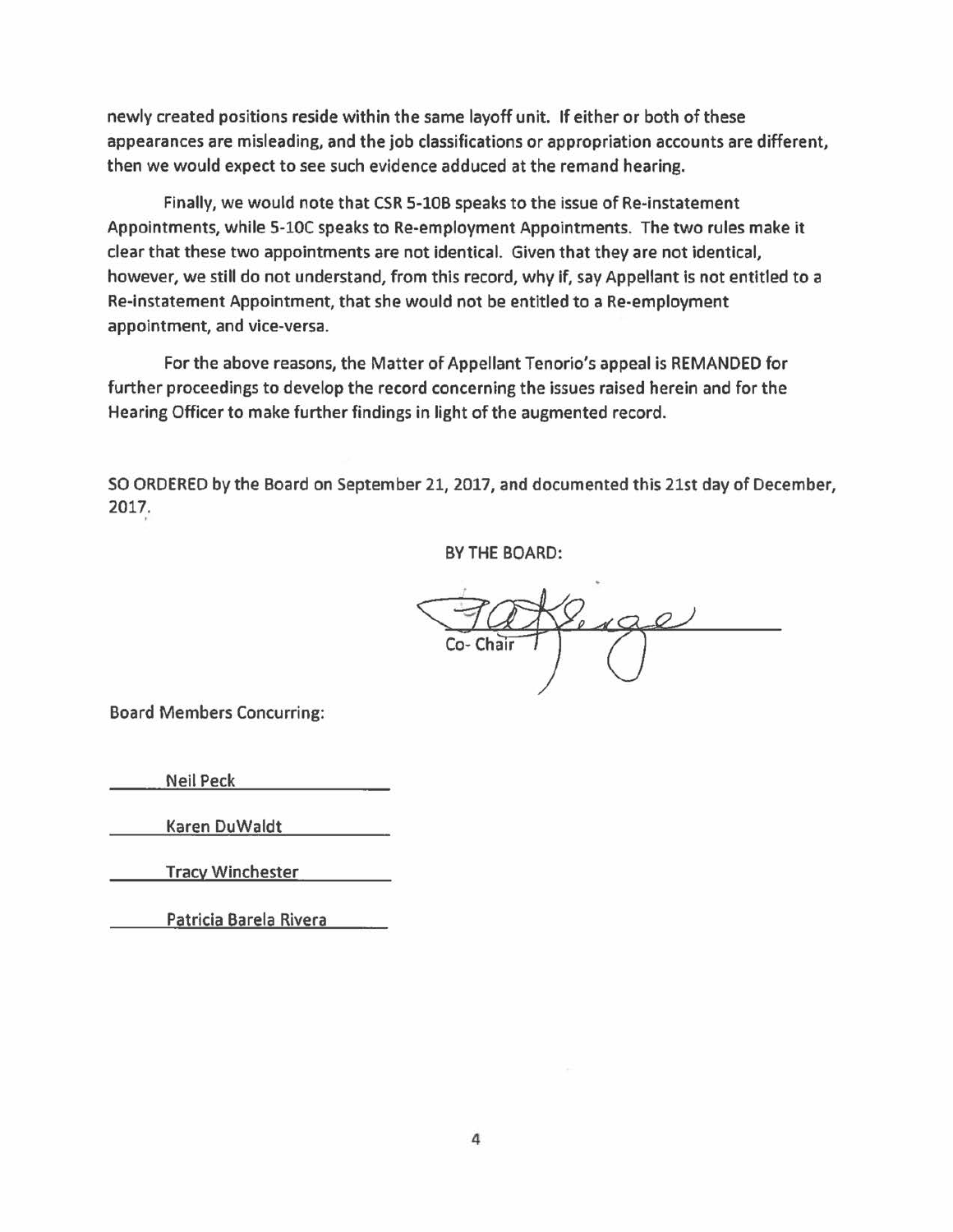newly created positions reside within the same layoff unit. If either or both of these appearances are misleading, and the job classifications or appropriation accounts are different, then we would expect to see such evidence adduced at the remand hearing.

Finally, we would note that CSR 5-10B speaks to the issue of Re-instatement Appointments, while 5-10C speaks to Re-employment Appointments. The two rules make it clear that these two appointments are not identical. Given that they are not identical, however, we still do not understand, from this record, why if, say Appellant is not entitled to a Re-instatement Appointment, that she would not be entitled to a Re-employment appointment, and vice-versa.

For the above reasons, the Matter of Appellant Tenorio's appeal is REMANDED for further proceedings to develop the record concerning the issues raised herein and for the Hearing Officer to make further findings in light of the augmented record.

SO ORDERED by the Board on September 21, 2017, and documented this 21st day of December, 2017.

BY THE BOARD:

Co- Chair

Board Members Concurring:

Neil Peck

Karen DuWaldt

Tracy Winchester

Patricia Barela Rivera